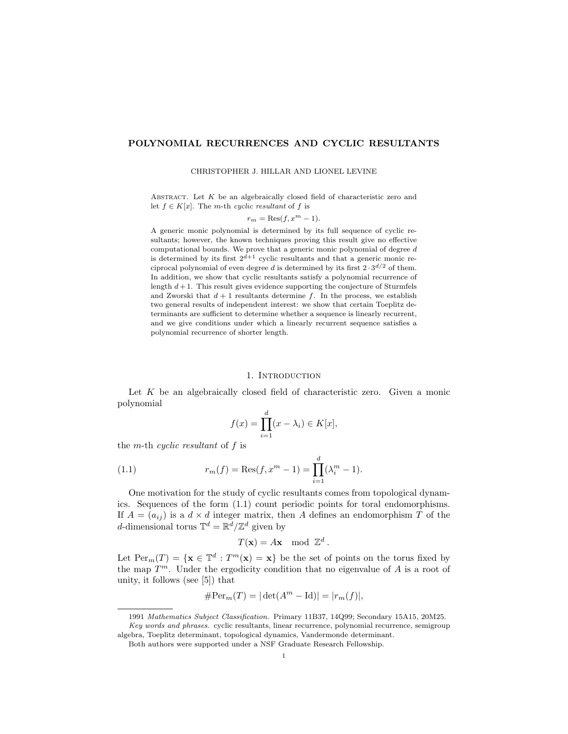# POLYNOMIAL RECURRENCES AND CYCLIC RESULTANTS

CHRISTOPHER J. HILLAR AND LIONEL LEVINE

Abstract. Let $K$ be an algebraically closed field of characteristic zero and let $f \in K[x]$. The $m$-th *cyclic resultant* of $f$ is

$$r_m = \mathrm{Res}(f, x^m - 1).$$

A generic monic polynomial is determined by its full sequence of cyclic resultants; however, the known techniques proving this result give no effective computational bounds. We prove that a generic monic polynomial of degree $d$ is determined by its first $2^{d+1}$ cyclic resultants and that a generic monic reciprocal polynomial of even degree $d$ is determined by its first $2 \cdot 3^{d/2}$ of them. In addition, we show that cyclic resultants satisfy a polynomial recurrence of length $d+1$. This result gives evidence supporting the conjecture of Sturmfels and Zworski that $d+1$ resultants determine $f$. In the process, we establish two general results of independent interest: we show that certain Toeplitz determinants are sufficient to determine whether a sequence is linearly recurrent, and we give conditions under which a linearly recurrent sequence satisfies a polynomial recurrence of shorter length.

## 1. Introduction

Let $K$ be an algebraically closed field of characteristic zero. Given a monic polynomial

$$f(x) = \prod_{i=1}^{d} (x - \lambda_i) \in K[x],$$

the $m$-th *cyclic resultant* of $f$ is

$$r_m(f) = \mathrm{Res}(f, x^m - 1) = \prod_{i=1}^{d} (\lambda_i^m - 1). \tag{1.1}$$

One motivation for the study of cyclic resultants comes from topological dynamics. Sequences of the form (1.1) count periodic points for toral endomorphisms. If $A = (a_{ij})$ is a $d \times d$ integer matrix, then $A$ defines an endomorphism $T$ of the $d$-dimensional torus $\mathbb{T}^d = \mathbb{R}^d / \mathbb{Z}^d$ given by

$$T(\mathbf{x}) = A\mathbf{x} \mod \mathbb{Z}^d.$$

Let $\mathrm{Per}_m(T) = \{\mathbf{x} \in \mathbb{T}^d : T^m(\mathbf{x}) = \mathbf{x}\}$ be the set of points on the torus fixed by the map $T^m$. Under the ergodicity condition that no eigenvalue of $A$ is a root of unity, it follows (see [5]) that

$$\#\mathrm{Per}_m(T) = |\det(A^m - \mathrm{Id})| = |r_m(f)|,$$

---

1991 *Mathematics Subject Classification.* Primary 11B37, 14Q99; Secondary 15A15, 20M25.

*Key words and phrases.* cyclic resultants, linear recurrence, polynomial recurrence, semigroup algebra, Toeplitz determinant, topological dynamics, Vandermonde determinant.

Both authors were supported under a NSF Graduate Research Fellowship.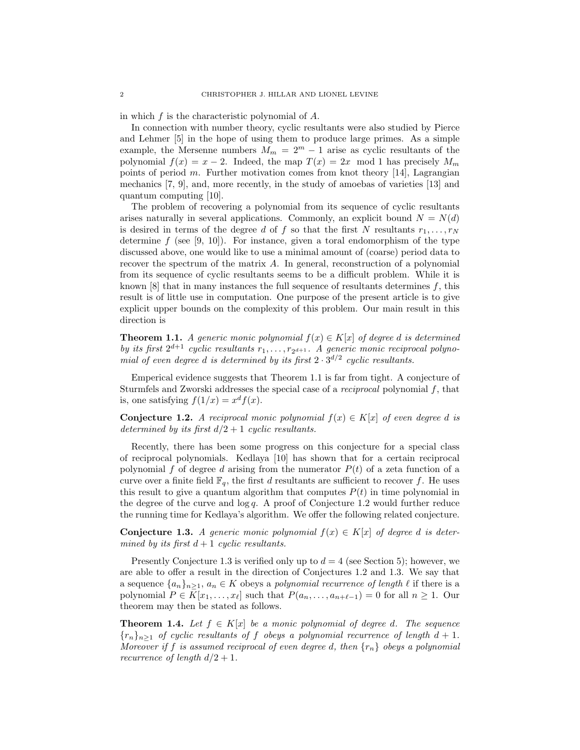in which $f$ is the characteristic polynomial of $A$.

In connection with number theory, cyclic resultants were also studied by Pierce and Lehmer [5] in the hope of using them to produce large primes. As a simple example, the Mersenne numbers $M_m = 2^m - 1$ arise as cyclic resultants of the polynomial $f(x) = x - 2$. Indeed, the map $T(x) = 2x \mod 1$ has precisely $M_m$ points of period $m$. Further motivation comes from knot theory [14], Lagrangian mechanics [7, 9], and, more recently, in the study of amoebas of varieties [13] and quantum computing [10].

The problem of recovering a polynomial from its sequence of cyclic resultants arises naturally in several applications. Commonly, an explicit bound $N = N(d)$ is desired in terms of the degree $d$ of $f$ so that the first $N$ resultants $r_1, \ldots, r_N$ determine $f$ (see [9, 10]). For instance, given a toral endomorphism of the type discussed above, one would like to use a minimal amount of (coarse) period data to recover the spectrum of the matrix $A$. In general, reconstruction of a polynomial from its sequence of cyclic resultants seems to be a difficult problem. While it is known [8] that in many instances the full sequence of resultants determines $f$, this result is of little use in computation. One purpose of the present article is to give explicit upper bounds on the complexity of this problem. Our main result in this direction is

**Theorem 1.1.** *A generic monic polynomial $f(x) \in K[x]$ of degree $d$ is determined by its first $2^{d+1}$ cyclic resultants $r_1, \ldots, r_{2^{d+1}}$. A generic monic reciprocal polynomial of even degree $d$ is determined by its first $2 \cdot 3^{d/2}$ cyclic resultants.*

Emperical evidence suggests that Theorem 1.1 is far from tight. A conjecture of Sturmfels and Zworski addresses the special case of a *reciprocal* polynomial $f$, that is, one satisfying $f(1/x) = x^d f(x)$.

**Conjecture 1.2.** *A reciprocal monic polynomial $f(x) \in K[x]$ of even degree $d$ is determined by its first $d/2 + 1$ cyclic resultants.*

Recently, there has been some progress on this conjecture for a special class of reciprocal polynomials. Kedlaya [10] has shown that for a certain reciprocal polynomial $f$ of degree $d$ arising from the numerator $P(t)$ of a zeta function of a curve over a finite field $\mathbb{F}_q$, the first $d$ resultants are sufficient to recover $f$. He uses this result to give a quantum algorithm that computes $P(t)$ in time polynomial in the degree of the curve and $\log q$. A proof of Conjecture 1.2 would further reduce the running time for Kedlaya's algorithm. We offer the following related conjecture.

**Conjecture 1.3.** *A generic monic polynomial $f(x) \in K[x]$ of degree $d$ is determined by its first $d + 1$ cyclic resultants.*

Presently Conjecture 1.3 is verified only up to $d = 4$ (see Section 5); however, we are able to offer a result in the direction of Conjectures 1.2 and 1.3. We say that a sequence $\{a_n\}_{n \geq 1}$, $a_n \in K$ obeys a *polynomial recurrence of length* $\ell$ if there is a polynomial $P \in K[x_1, \ldots, x_\ell]$ such that $P(a_n, \ldots, a_{n+\ell-1}) = 0$ for all $n \geq 1$. Our theorem may then be stated as follows.

**Theorem 1.4.** *Let $f \in K[x]$ be a monic polynomial of degree $d$. The sequence $\{r_n\}_{n \geq 1}$ of cyclic resultants of $f$ obeys a polynomial recurrence of length $d + 1$. Moreover if $f$ is assumed reciprocal of even degree $d$, then $\{r_n\}$ obeys a polynomial recurrence of length $d/2 + 1$.*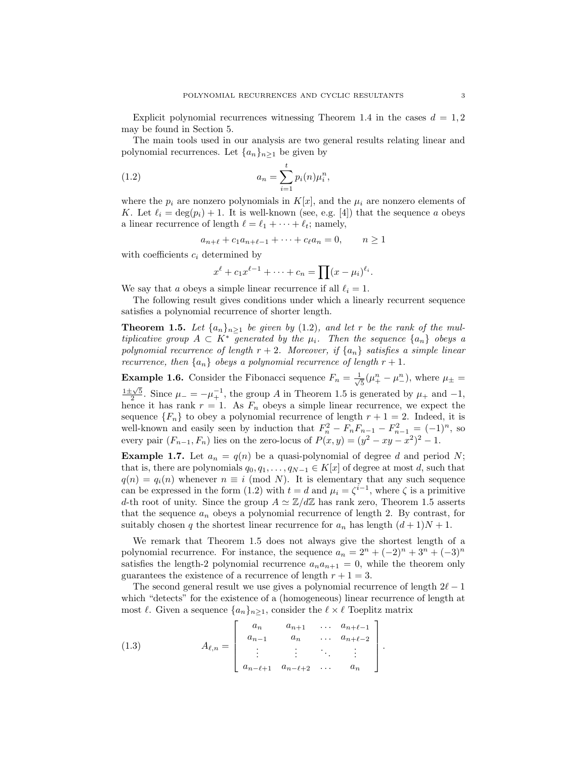Explicit polynomial recurrences witnessing Theorem 1.4 in the cases $d = 1, 2$ may be found in Section 5.

The main tools used in our analysis are two general results relating linear and polynomial recurrences. Let $\{a_n\}_{n\geq 1}$ be given by

$$a_n = \sum_{i=1}^{t} p_i(n)\mu_i^n, \tag{1.2}$$

where the $p_i$ are nonzero polynomials in $K[x]$, and the $\mu_i$ are nonzero elements of $K$. Let $\ell_i = \deg(p_i) + 1$. It is well-known (see, e.g. [4]) that the sequence $a$ obeys a linear recurrence of length $\ell = \ell_1 + \cdots + \ell_t$; namely,

$$a_{n+\ell} + c_1 a_{n+\ell-1} + \cdots + c_\ell a_n = 0, \qquad n \geq 1$$

with coefficients $c_i$ determined by

$$x^\ell + c_1 x^{\ell-1} + \cdots + c_n = \prod (x - \mu_i)^{\ell_i}.$$

We say that $a$ obeys a simple linear recurrence if all $\ell_i = 1$.

The following result gives conditions under which a linearly recurrent sequence satisfies a polynomial recurrence of shorter length.

**Theorem 1.5.** *Let $\{a_n\}_{n\geq 1}$ be given by (1.2), and let $r$ be the rank of the multiplicative group $A \subset K^*$ generated by the $\mu_i$. Then the sequence $\{a_n\}$ obeys a polynomial recurrence of length $r + 2$. Moreover, if $\{a_n\}$ satisfies a simple linear recurrence, then $\{a_n\}$ obeys a polynomial recurrence of length $r + 1$.*

**Example 1.6.** Consider the Fibonacci sequence $F_n = \frac{1}{\sqrt{5}}(\mu_+^n - \mu_-^n)$, where $\mu_\pm = \frac{1\pm\sqrt{5}}{2}$. Since $\mu_- = -\mu_+^{-1}$, the group $A$ in Theorem 1.5 is generated by $\mu_+$ and $-1$, hence it has rank $r = 1$. As $F_n$ obeys a simple linear recurrence, we expect the sequence $\{F_n\}$ to obey a polynomial recurrence of length $r + 1 = 2$. Indeed, it is well-known and easily seen by induction that $F_n^2 - F_n F_{n-1} - F_{n-1}^2 = (-1)^n$, so every pair $(F_{n-1}, F_n)$ lies on the zero-locus of $P(x, y) = (y^2 - xy - x^2)^2 - 1$.

**Example 1.7.** Let $a_n = q(n)$ be a quasi-polynomial of degree $d$ and period $N$; that is, there are polynomials $q_0, q_1, \ldots, q_{N-1} \in K[x]$ of degree at most $d$, such that $q(n) = q_i(n)$ whenever $n \equiv i \pmod N$. It is elementary that any such sequence can be expressed in the form (1.2) with $t = d$ and $\mu_i = \zeta^{i-1}$, where $\zeta$ is a primitive $d$-th root of unity. Since the group $A \simeq \mathbb{Z}/d\mathbb{Z}$ has rank zero, Theorem 1.5 asserts that the sequence $a_n$ obeys a polynomial recurrence of length 2. By contrast, for suitably chosen $q$ the shortest linear recurrence for $a_n$ has length $(d + 1)N + 1$.

We remark that Theorem 1.5 does not always give the shortest length of a polynomial recurrence. For instance, the sequence $a_n = 2^n + (-2)^n + 3^n + (-3)^n$ satisfies the length-2 polynomial recurrence $a_n a_{n+1} = 0$, while the theorem only guarantees the existence of a recurrence of length $r + 1 = 3$.

The second general result we use gives a polynomial recurrence of length $2\ell - 1$ which "detects" for the existence of a (homogeneous) linear recurrence of length at most $\ell$. Given a sequence $\{a_n\}_{n\geq 1}$, consider the $\ell \times \ell$ Toeplitz matrix

$$A_{\ell,n} = \begin{bmatrix} a_n & a_{n+1} & \ldots & a_{n+\ell-1} \\ a_{n-1} & a_n & \ldots & a_{n+\ell-2} \\ \vdots & \vdots & \ddots & \vdots \\ a_{n-\ell+1} & a_{n-\ell+2} & \ldots & a_n \end{bmatrix}. \tag{1.3}$$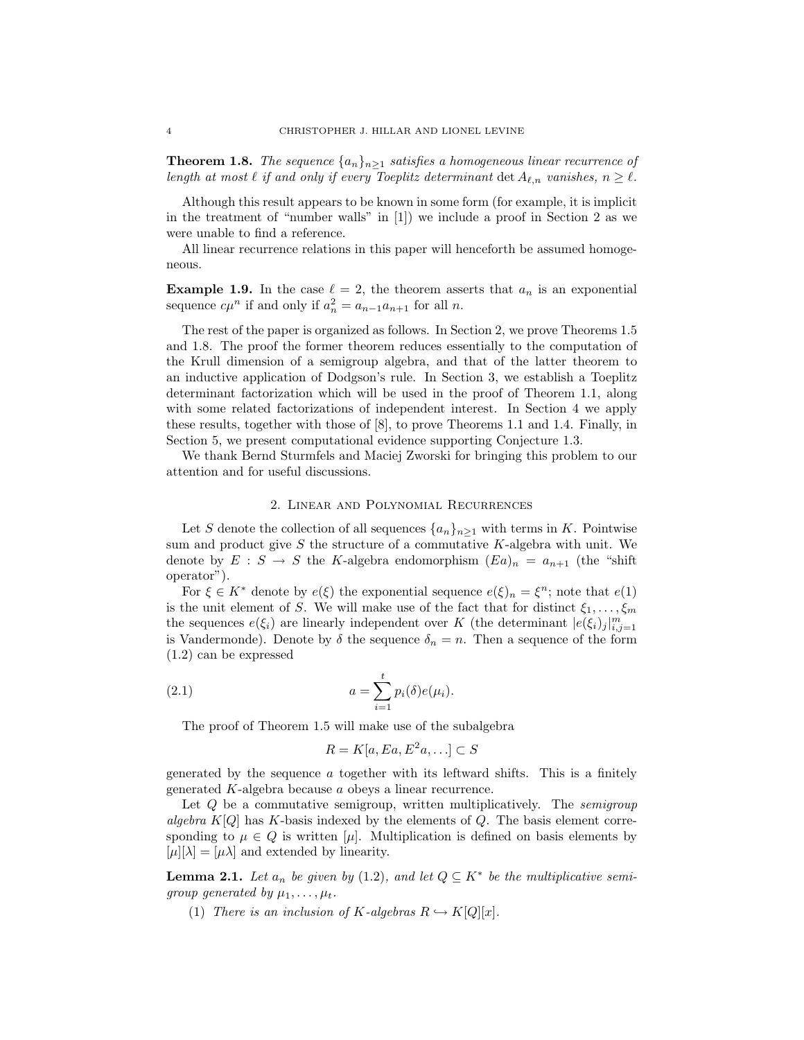**Theorem 1.8.** *The sequence $\{a_n\}_{n\geq 1}$ satisfies a homogeneous linear recurrence of length at most $\ell$ if and only if every Toeplitz determinant $\det A_{\ell,n}$ vanishes, $n \geq \ell$.*

Although this result appears to be known in some form (for example, it is implicit in the treatment of "number walls" in [1]) we include a proof in Section 2 as we were unable to find a reference.

All linear recurrence relations in this paper will henceforth be assumed homogeneous.

**Example 1.9.** In the case $\ell = 2$, the theorem asserts that $a_n$ is an exponential sequence $c\mu^n$ if and only if $a_n^2 = a_{n-1}a_{n+1}$ for all $n$.

The rest of the paper is organized as follows. In Section 2, we prove Theorems 1.5 and 1.8. The proof the former theorem reduces essentially to the computation of the Krull dimension of a semigroup algebra, and that of the latter theorem to an inductive application of Dodgson's rule. In Section 3, we establish a Toeplitz determinant factorization which will be used in the proof of Theorem 1.1, along with some related factorizations of independent interest. In Section 4 we apply these results, together with those of [8], to prove Theorems 1.1 and 1.4. Finally, in Section 5, we present computational evidence supporting Conjecture 1.3.

We thank Bernd Sturmfels and Maciej Zworski for bringing this problem to our attention and for useful discussions.

## 2. Linear and Polynomial Recurrences

Let $S$ denote the collection of all sequences $\{a_n\}_{n\geq 1}$ with terms in $K$. Pointwise sum and product give $S$ the structure of a commutative $K$-algebra with unit. We denote by $E : S \to S$ the $K$-algebra endomorphism $(Ea)_n = a_{n+1}$ (the "shift operator").

For $\xi \in K^*$ denote by $e(\xi)$ the exponential sequence $e(\xi)_n = \xi^n$; note that $e(1)$ is the unit element of $S$. We will make use of the fact that for distinct $\xi_1, \ldots, \xi_m$ the sequences $e(\xi_i)$ are linearly independent over $K$ (the determinant $|e(\xi_i)_j|_{i,j=1}^m$ is Vandermonde). Denote by $\delta$ the sequence $\delta_n = n$. Then a sequence of the form (1.2) can be expressed

$$a = \sum_{i=1}^{t} p_i(\delta)e(\mu_i). \tag{2.1}$$

The proof of Theorem 1.5 will make use of the subalgebra

$$R = K[a, Ea, E^2a, \ldots] \subset S$$

generated by the sequence $a$ together with its leftward shifts. This is a finitely generated $K$-algebra because $a$ obeys a linear recurrence.

Let $Q$ be a commutative semigroup, written multiplicatively. The *semigroup algebra* $K[Q]$ has $K$-basis indexed by the elements of $Q$. The basis element corresponding to $\mu \in Q$ is written $[\mu]$. Multiplication is defined on basis elements by $[\mu][\lambda] = [\mu\lambda]$ and extended by linearity.

**Lemma 2.1.** *Let $a_n$ be given by (1.2), and let $Q \subseteq K^*$ be the multiplicative semigroup generated by $\mu_1, \ldots, \mu_t$.*

1. *There is an inclusion of $K$-algebras $R \hookrightarrow K[Q][x]$.*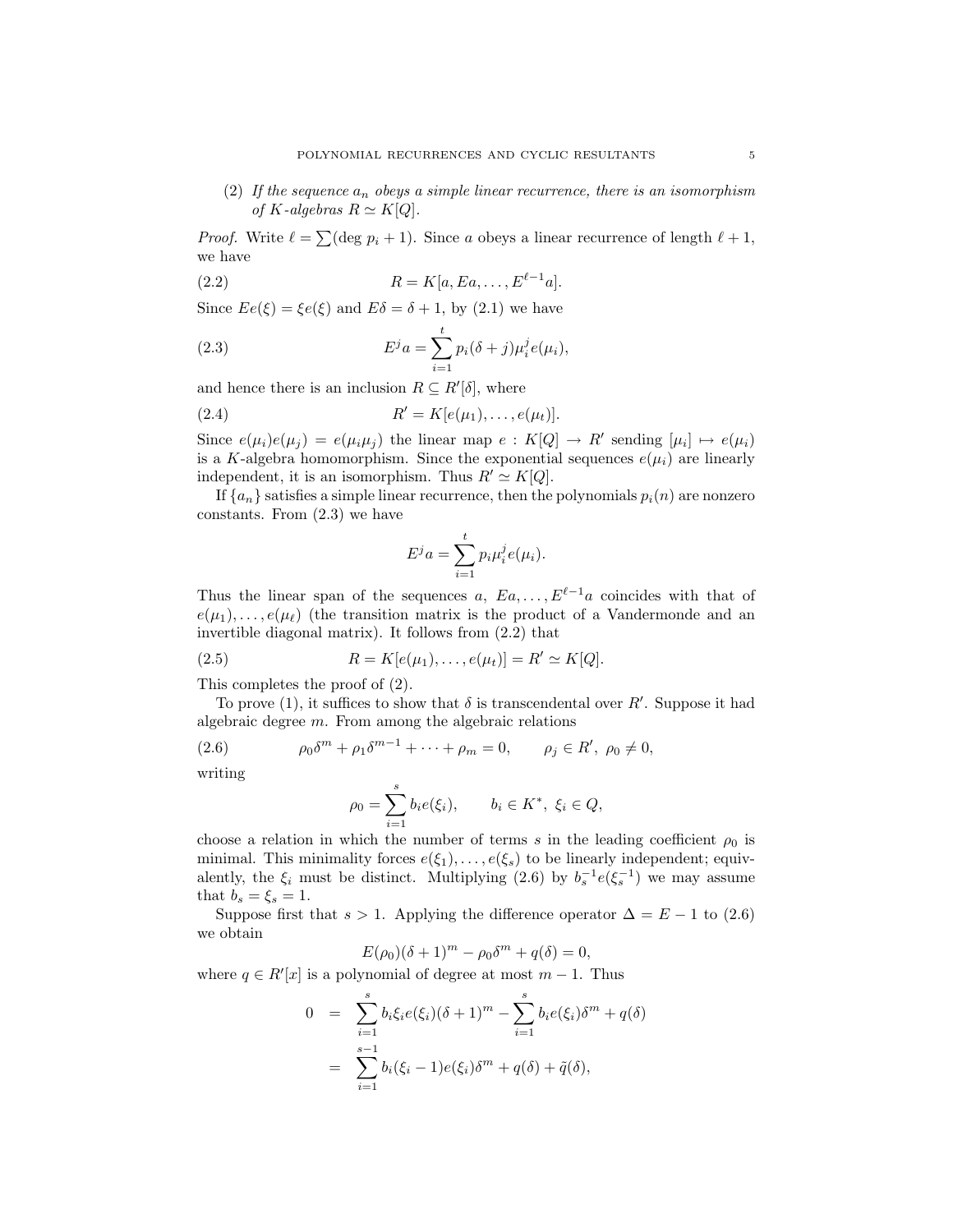(2) *If the sequence $a_n$ obeys a simple linear recurrence, there is an isomorphism of $K$-algebras $R \simeq K[Q]$.*

*Proof.* Write $\ell = \sum(\deg p_i + 1)$. Since $a$ obeys a linear recurrence of length $\ell + 1$, we have

$$R = K[a, Ea, \ldots, E^{\ell-1}a]. \tag{2.2}$$

Since $Ee(\xi) = \xi e(\xi)$ and $E\delta = \delta + 1$, by (2.1) we have

$$E^j a = \sum_{i=1}^{t} p_i(\delta + j)\mu_i^j e(\mu_i), \tag{2.3}$$

and hence there is an inclusion $R \subseteq R'[\delta]$, where

$$R' = K[e(\mu_1), \ldots, e(\mu_t)]. \tag{2.4}$$

Since $e(\mu_i)e(\mu_j) = e(\mu_i\mu_j)$ the linear map $e : K[Q] \to R'$ sending $[\mu_i] \mapsto e(\mu_i)$ is a $K$-algebra homomorphism. Since the exponential sequences $e(\mu_i)$ are linearly independent, it is an isomorphism. Thus $R' \simeq K[Q]$.

If $\{a_n\}$ satisfies a simple linear recurrence, then the polynomials $p_i(n)$ are nonzero constants. From (2.3) we have

$$E^j a = \sum_{i=1}^{t} p_i \mu_i^j e(\mu_i).$$

Thus the linear span of the sequences $a$, $Ea, \ldots, E^{\ell-1}a$ coincides with that of $e(\mu_1), \ldots, e(\mu_\ell)$ (the transition matrix is the product of a Vandermonde and an invertible diagonal matrix). It follows from (2.2) that

$$R = K[e(\mu_1), \ldots, e(\mu_t)] = R' \simeq K[Q]. \tag{2.5}$$

This completes the proof of (2).

To prove (1), it suffices to show that $\delta$ is transcendental over $R'$. Suppose it had algebraic degree $m$. From among the algebraic relations

$$\rho_0\delta^m + \rho_1\delta^{m-1} + \cdots + \rho_m = 0, \qquad \rho_j \in R', \ \rho_0 \neq 0, \tag{2.6}$$

writing

$$\rho_0 = \sum_{i=1}^{s} b_i e(\xi_i), \qquad b_i \in K^*, \ \xi_i \in Q,$$

choose a relation in which the number of terms $s$ in the leading coefficient $\rho_0$ is minimal. This minimality forces $e(\xi_1), \ldots, e(\xi_s)$ to be linearly independent; equivalently, the $\xi_i$ must be distinct. Multiplying (2.6) by $b_s^{-1}e(\xi_s^{-1})$ we may assume that $b_s = \xi_s = 1$.

Suppose first that $s > 1$. Applying the difference operator $\Delta = E - 1$ to (2.6) we obtain

$$E(\rho_0)(\delta + 1)^m - \rho_0\delta^m + q(\delta) = 0,$$

where $q \in R'[x]$ is a polynomial of degree at most $m - 1$. Thus

$$\begin{aligned}
0 &= \sum_{i=1}^{s} b_i\xi_i e(\xi_i)(\delta + 1)^m - \sum_{i=1}^{s} b_i e(\xi_i)\delta^m + q(\delta) \\
&= \sum_{i=1}^{s-1} b_i(\xi_i - 1)e(\xi_i)\delta^m + q(\delta) + \tilde{q}(\delta),
\end{aligned}$$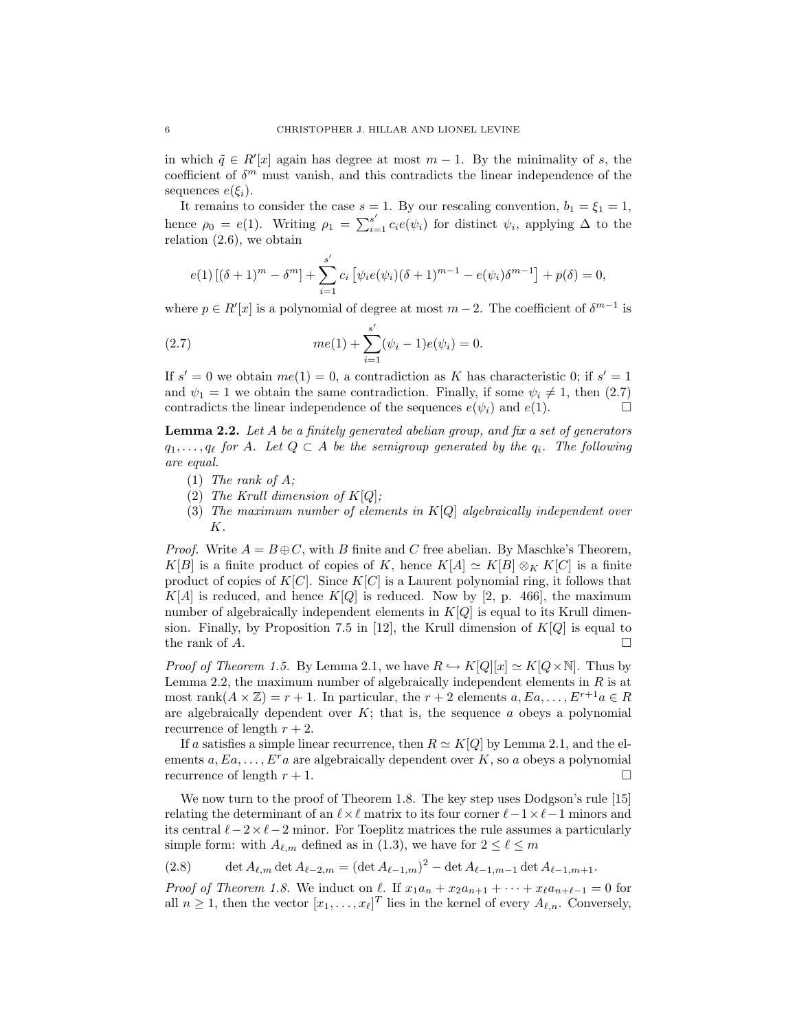in which $\tilde{q} \in R'[x]$ again has degree at most $m-1$. By the minimality of $s$, the coefficient of $\delta^m$ must vanish, and this contradicts the linear independence of the sequences $e(\xi_i)$.

It remains to consider the case $s = 1$. By our rescaling convention, $b_1 = \xi_1 = 1$, hence $\rho_0 = e(1)$. Writing $\rho_1 = \sum_{i=1}^{s'} c_i e(\psi_i)$ for distinct $\psi_i$, applying $\Delta$ to the relation (2.6), we obtain

$$e(1)\left[(\delta+1)^m - \delta^m\right] + \sum_{i=1}^{s'} c_i \left[\psi_i e(\psi_i)(\delta+1)^{m-1} - e(\psi_i)\delta^{m-1}\right] + p(\delta) = 0,$$

where $p \in R'[x]$ is a polynomial of degree at most $m-2$. The coefficient of $\delta^{m-1}$ is

$$me(1) + \sum_{i=1}^{s'} (\psi_i - 1)e(\psi_i) = 0. \tag{2.7}$$

If $s' = 0$ we obtain $me(1) = 0$, a contradiction as $K$ has characteristic 0; if $s' = 1$ and $\psi_1 = 1$ we obtain the same contradiction. Finally, if some $\psi_i \neq 1$, then (2.7) contradicts the linear independence of the sequences $e(\psi_i)$ and $e(1)$. □

**Lemma 2.2.** *Let $A$ be a finitely generated abelian group, and fix a set of generators $q_1, \ldots, q_\ell$ for $A$. Let $Q \subset A$ be the semigroup generated by the $q_i$. The following are equal.*

1. *The rank of $A$;*
2. *The Krull dimension of $K[Q]$;*
3. *The maximum number of elements in $K[Q]$ algebraically independent over $K$.*

*Proof.* Write $A = B \oplus C$, with $B$ finite and $C$ free abelian. By Maschke's Theorem, $K[B]$ is a finite product of copies of $K$, hence $K[A] \simeq K[B] \otimes_K K[C]$ is a finite product of copies of $K[C]$. Since $K[C]$ is a Laurent polynomial ring, it follows that $K[A]$ is reduced, and hence $K[Q]$ is reduced. Now by [2, p. 466], the maximum number of algebraically independent elements in $K[Q]$ is equal to its Krull dimension. Finally, by Proposition 7.5 in [12], the Krull dimension of $K[Q]$ is equal to the rank of $A$. □

*Proof of Theorem 1.5.* By Lemma 2.1, we have $R \hookrightarrow K[Q][x] \simeq K[Q \times \mathbb{N}]$. Thus by Lemma 2.2, the maximum number of algebraically independent elements in $R$ is at most $\operatorname{rank}(A \times \mathbb{Z}) = r + 1$. In particular, the $r + 2$ elements $a, Ea, \ldots, E^{r+1}a \in R$ are algebraically dependent over $K$; that is, the sequence $a$ obeys a polynomial recurrence of length $r + 2$.

If $a$ satisfies a simple linear recurrence, then $R \simeq K[Q]$ by Lemma 2.1, and the elements $a, Ea, \ldots, E^r a$ are algebraically dependent over $K$, so $a$ obeys a polynomial recurrence of length $r + 1$. □

We now turn to the proof of Theorem 1.8. The key step uses Dodgson's rule [15] relating the determinant of an $\ell \times \ell$ matrix to its four corner $\ell-1 \times \ell-1$ minors and its central $\ell-2 \times \ell-2$ minor. For Toeplitz matrices the rule assumes a particularly simple form: with $A_{\ell,m}$ defined as in (1.3), we have for $2 \leq \ell \leq m$

$$\det A_{\ell,m} \det A_{\ell-2,m} = (\det A_{\ell-1,m})^2 - \det A_{\ell-1,m-1} \det A_{\ell-1,m+1}. \tag{2.8}$$

*Proof of Theorem 1.8.* We induct on $\ell$. If $x_1 a_n + x_2 a_{n+1} + \cdots + x_\ell a_{n+\ell-1} = 0$ for all $n \geq 1$, then the vector $[x_1, \ldots, x_\ell]^T$ lies in the kernel of every $A_{\ell,n}$. Conversely,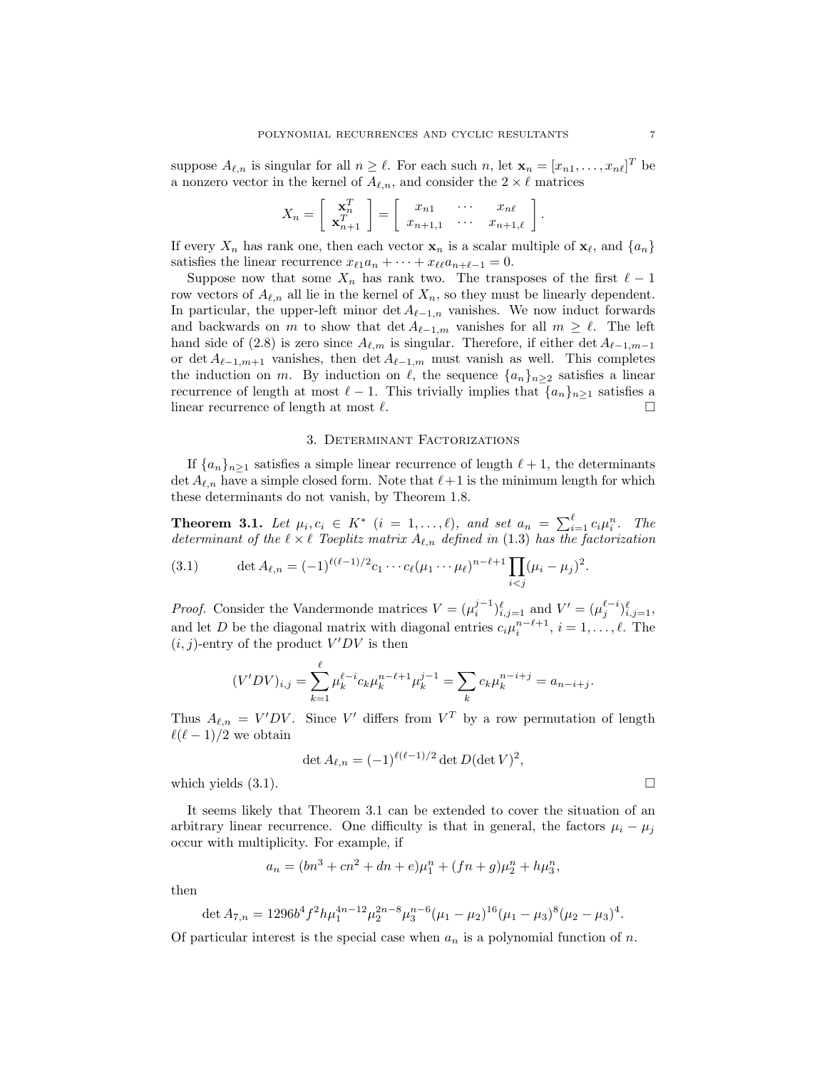suppose $A_{\ell,n}$ is singular for all $n \geq \ell$. For each such $n$, let $\mathbf{x}_n = [x_{n1}, \ldots, x_{n\ell}]^T$ be a nonzero vector in the kernel of $A_{\ell,n}$, and consider the $2 \times \ell$ matrices

$$X_n = \left[ \begin{array}{c} \mathbf{x}_n^T \\ \mathbf{x}_{n+1}^T \end{array} \right] = \left[ \begin{array}{ccc} x_{n1} & \cdots & x_{n\ell} \\ x_{n+1,1} & \cdots & x_{n+1,\ell} \end{array} \right].$$

If every $X_n$ has rank one, then each vector $\mathbf{x}_n$ is a scalar multiple of $\mathbf{x}_\ell$, and $\{a_n\}$ satisfies the linear recurrence $x_{\ell 1} a_n + \cdots + x_{\ell\ell} a_{n+\ell-1} = 0$.

Suppose now that some $X_n$ has rank two. The transposes of the first $\ell - 1$ row vectors of $A_{\ell,n}$ all lie in the kernel of $X_n$, so they must be linearly dependent. In particular, the upper-left minor $\det A_{\ell-1,n}$ vanishes. We now induct forwards and backwards on $m$ to show that $\det A_{\ell-1,m}$ vanishes for all $m \geq \ell$. The left hand side of (2.8) is zero since $A_{\ell,m}$ is singular. Therefore, if either $\det A_{\ell-1,m-1}$ or $\det A_{\ell-1,m+1}$ vanishes, then $\det A_{\ell-1,m}$ must vanish as well. This completes the induction on $m$. By induction on $\ell$, the sequence $\{a_n\}_{n\geq 2}$ satisfies a linear recurrence of length at most $\ell - 1$. This trivially implies that $\{a_n\}_{n\geq 1}$ satisfies a linear recurrence of length at most $\ell$. $\square$

## 3. Determinant Factorizations

If $\{a_n\}_{n\geq 1}$ satisfies a simple linear recurrence of length $\ell + 1$, the determinants $\det A_{\ell,n}$ have a simple closed form. Note that $\ell + 1$ is the minimum length for which these determinants do not vanish, by Theorem 1.8.

**Theorem 3.1.** *Let $\mu_i, c_i \in K^*$ $(i = 1, \ldots, \ell)$, and set $a_n = \sum_{i=1}^{\ell} c_i \mu_i^n$. The determinant of the $\ell \times \ell$ Toeplitz matrix $A_{\ell,n}$ defined in* (1.3) *has the factorization*

$$\det A_{\ell,n} = (-1)^{\ell(\ell-1)/2} c_1 \cdots c_\ell (\mu_1 \cdots \mu_\ell)^{n-\ell+1} \prod_{i<j} (\mu_i - \mu_j)^2. \tag{3.1}$$

*Proof.* Consider the Vandermonde matrices $V = (\mu_i^{j-1})_{i,j=1}^{\ell}$ and $V' = (\mu_j^{\ell-i})_{i,j=1}^{\ell}$, and let $D$ be the diagonal matrix with diagonal entries $c_i \mu_i^{n-\ell+1}$, $i = 1, \ldots, \ell$. The $(i,j)$-entry of the product $V'DV$ is then

$$(V'DV)_{i,j} = \sum_{k=1}^{\ell} \mu_k^{\ell-i} c_k \mu_k^{n-\ell+1} \mu_k^{j-1} = \sum_k c_k \mu_k^{n-i+j} = a_{n-i+j}.$$

Thus $A_{\ell,n} = V'DV$. Since $V'$ differs from $V^T$ by a row permutation of length $\ell(\ell-1)/2$ we obtain

$$\det A_{\ell,n} = (-1)^{\ell(\ell-1)/2} \det D (\det V)^2,$$

which yields (3.1). $\square$

It seems likely that Theorem 3.1 can be extended to cover the situation of an arbitrary linear recurrence. One difficulty is that in general, the factors $\mu_i - \mu_j$ occur with multiplicity. For example, if

$$a_n = (bn^3 + cn^2 + dn + e)\mu_1^n + (fn + g)\mu_2^n + h\mu_3^n,$$

then

$$\det A_{7,n} = 1296 b^4 f^2 h \mu_1^{4n-12} \mu_2^{2n-8} \mu_3^{n-6} (\mu_1 - \mu_2)^{16} (\mu_1 - \mu_3)^8 (\mu_2 - \mu_3)^4.$$

Of particular interest is the special case when $a_n$ is a polynomial function of $n$.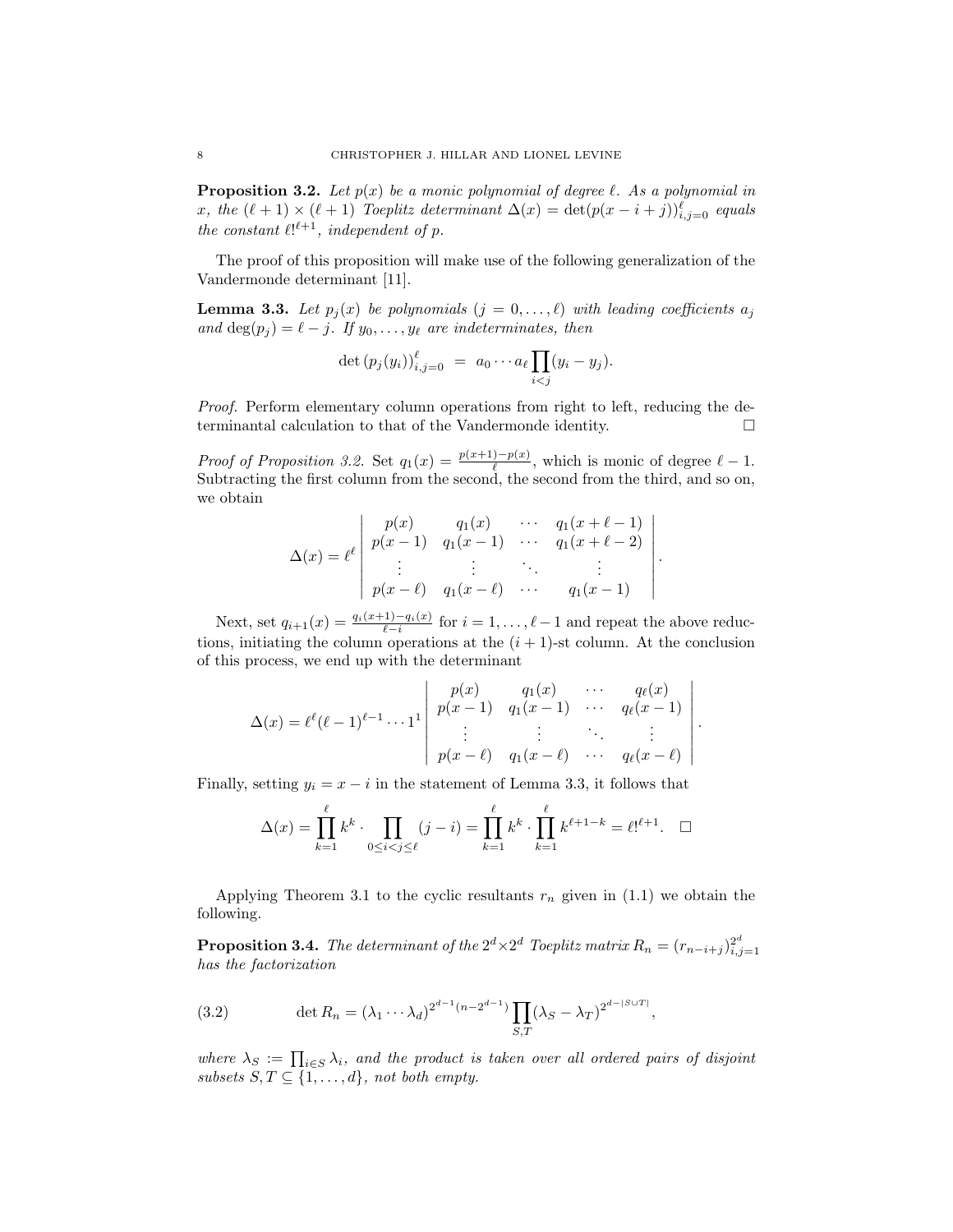**Proposition 3.2.** *Let $p(x)$ be a monic polynomial of degree $\ell$. As a polynomial in $x$, the $(\ell+1) \times (\ell+1)$ Toeplitz determinant $\Delta(x) = \det(p(x-i+j))_{i,j=0}^{\ell}$ equals the constant $\ell!^{\ell+1}$, independent of $p$.*

The proof of this proposition will make use of the following generalization of the Vandermonde determinant [11].

**Lemma 3.3.** *Let $p_j(x)$ be polynomials $(j = 0, \ldots, \ell)$ with leading coefficients $a_j$ and $\deg(p_j) = \ell - j$. If $y_0, \ldots, y_\ell$ are indeterminates, then*

$$\det \left(p_j(y_i)\right)_{i,j=0}^{\ell} \;=\; a_0 \cdots a_\ell \prod_{i<j} (y_i - y_j).$$

*Proof.* Perform elementary column operations from right to left, reducing the determinantal calculation to that of the Vandermonde identity. □

*Proof of Proposition 3.2.* Set $q_1(x) = \frac{p(x+1)-p(x)}{\ell}$, which is monic of degree $\ell - 1$. Subtracting the first column from the second, the second from the third, and so on, we obtain

$$\Delta(x) = \ell^{\ell} \begin{vmatrix} p(x) & q_1(x) & \cdots & q_1(x+\ell-1) \\ p(x-1) & q_1(x-1) & \cdots & q_1(x+\ell-2) \\ \vdots & \vdots & \ddots & \vdots \\ p(x-\ell) & q_1(x-\ell) & \cdots & q_1(x-1) \end{vmatrix}.$$

Next, set $q_{i+1}(x) = \frac{q_i(x+1)-q_i(x)}{\ell - i}$ for $i = 1, \ldots, \ell-1$ and repeat the above reductions, initiating the column operations at the $(i+1)$-st column. At the conclusion of this process, we end up with the determinant

$$\Delta(x) = \ell^{\ell}(\ell-1)^{\ell-1} \cdots 1^1 \begin{vmatrix} p(x) & q_1(x) & \cdots & q_\ell(x) \\ p(x-1) & q_1(x-1) & \cdots & q_\ell(x-1) \\ \vdots & \vdots & \ddots & \vdots \\ p(x-\ell) & q_1(x-\ell) & \cdots & q_\ell(x-\ell) \end{vmatrix}.$$

Finally, setting $y_i = x - i$ in the statement of Lemma 3.3, it follows that

$$\Delta(x) = \prod_{k=1}^{\ell} k^k \cdot \prod_{0 \le i < j \le \ell} (j - i) = \prod_{k=1}^{\ell} k^k \cdot \prod_{k=1}^{\ell} k^{\ell+1-k} = \ell!^{\ell+1}. \quad \square$$

Applying Theorem 3.1 to the cyclic resultants $r_n$ given in (1.1) we obtain the following.

**Proposition 3.4.** *The determinant of the $2^d \times 2^d$ Toeplitz matrix $R_n = (r_{n-i+j})_{i,j=1}^{2^d}$ has the factorization*

$$\det R_n = (\lambda_1 \cdots \lambda_d)^{2^{d-1}(n-2^{d-1})} \prod_{S,T} (\lambda_S - \lambda_T)^{2^{d-|S \cup T|}}, \tag{3.2}$$

*where $\lambda_S := \prod_{i \in S} \lambda_i$, and the product is taken over all ordered pairs of disjoint subsets $S, T \subseteq \{1, \ldots, d\}$, not both empty.*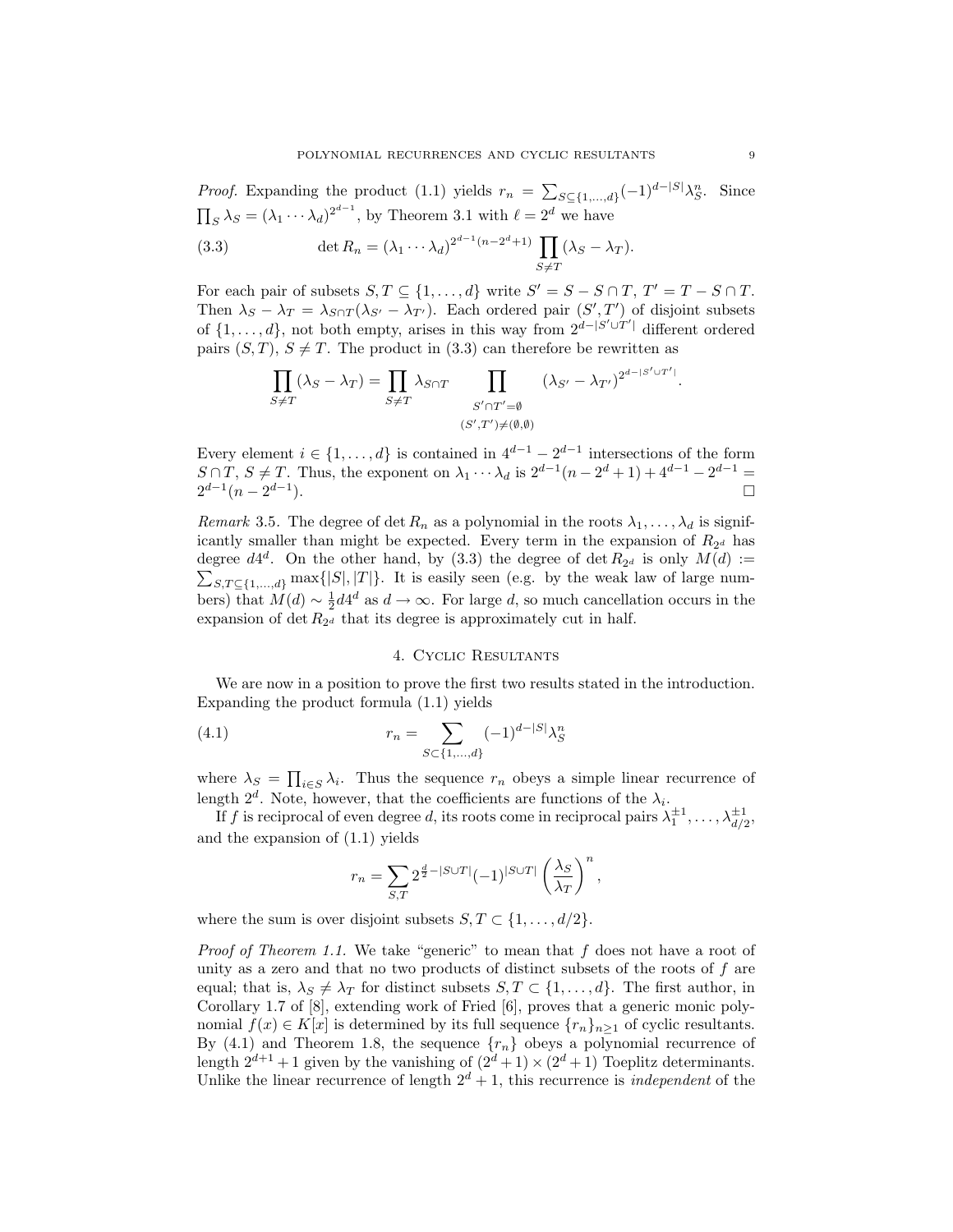*Proof.* Expanding the product (1.1) yields $r_n = \sum_{S\subseteq\{1,\dots,d\}} (-1)^{d-|S|}\lambda_S^n$. Since $\prod_S \lambda_S = (\lambda_1\cdots\lambda_d)^{2^{d-1}}$, by Theorem 3.1 with $\ell = 2^d$ we have

$$\det R_n = (\lambda_1\cdots\lambda_d)^{2^{d-1}(n-2^d+1)} \prod_{S\neq T}(\lambda_S - \lambda_T). \tag{3.3}$$

For each pair of subsets $S, T \subseteq \{1,\dots,d\}$ write $S' = S - S\cap T$, $T' = T - S\cap T$. Then $\lambda_S - \lambda_T = \lambda_{S\cap T}(\lambda_{S'} - \lambda_{T'})$. Each ordered pair $(S', T')$ of disjoint subsets of $\{1,\dots,d\}$, not both empty, arises in this way from $2^{d-|S'\cup T'|}$ different ordered pairs $(S,T)$, $S\neq T$. The product in (3.3) can therefore be rewritten as

$$\prod_{S\neq T}(\lambda_S - \lambda_T) = \prod_{S\neq T}\lambda_{S\cap T} \prod_{\substack{S'\cap T'=\emptyset \\ (S',T')\neq(\emptyset,\emptyset)}} (\lambda_{S'} - \lambda_{T'})^{2^{d-|S'\cup T'|}}.$$

Every element $i\in\{1,\dots,d\}$ is contained in $4^{d-1} - 2^{d-1}$ intersections of the form $S\cap T$, $S\neq T$. Thus, the exponent on $\lambda_1\cdots\lambda_d$ is $2^{d-1}(n-2^d+1) + 4^{d-1} - 2^{d-1} = 2^{d-1}(n-2^{d-1})$. $\square$

*Remark* 3.5. The degree of $\det R_n$ as a polynomial in the roots $\lambda_1,\dots,\lambda_d$ is significantly smaller than might be expected. Every term in the expansion of $R_{2^d}$ has degree $d4^d$. On the other hand, by (3.3) the degree of $\det R_{2^d}$ is only $M(d) := \sum_{S,T\subseteq\{1,\dots,d\}} \max\{|S|,|T|\}$. It is easily seen (e.g. by the weak law of large numbers) that $M(d) \sim \frac{1}{2}d4^d$ as $d\to\infty$. For large $d$, so much cancellation occurs in the expansion of $\det R_{2^d}$ that its degree is approximately cut in half.

## 4. Cyclic Resultants

We are now in a position to prove the first two results stated in the introduction. Expanding the product formula (1.1) yields

$$r_n = \sum_{S\subset\{1,\dots,d\}} (-1)^{d-|S|}\lambda_S^n \tag{4.1}$$

where $\lambda_S = \prod_{i\in S}\lambda_i$. Thus the sequence $r_n$ obeys a simple linear recurrence of length $2^d$. Note, however, that the coefficients are functions of the $\lambda_i$.

If $f$ is reciprocal of even degree $d$, its roots come in reciprocal pairs $\lambda_1^{\pm1},\dots,\lambda_{d/2}^{\pm1}$, and the expansion of (1.1) yields

$$r_n = \sum_{S,T} 2^{\frac{d}{2}-|S\cup T|}(-1)^{|S\cup T|}\left(\frac{\lambda_S}{\lambda_T}\right)^n,$$

where the sum is over disjoint subsets $S,T\subset\{1,\dots,d/2\}$.

*Proof of Theorem 1.1.* We take "generic" to mean that $f$ does not have a root of unity as a zero and that no two products of distinct subsets of the roots of $f$ are equal; that is, $\lambda_S\neq\lambda_T$ for distinct subsets $S,T\subset\{1,\dots,d\}$. The first author, in Corollary 1.7 of [8], extending work of Fried [6], proves that a generic monic polynomial $f(x)\in K[x]$ is determined by its full sequence $\{r_n\}_{n\geq1}$ of cyclic resultants. By (4.1) and Theorem 1.8, the sequence $\{r_n\}$ obeys a polynomial recurrence of length $2^{d+1}+1$ given by the vanishing of $(2^d+1)\times(2^d+1)$ Toeplitz determinants. Unlike the linear recurrence of length $2^d+1$, this recurrence is *independent* of the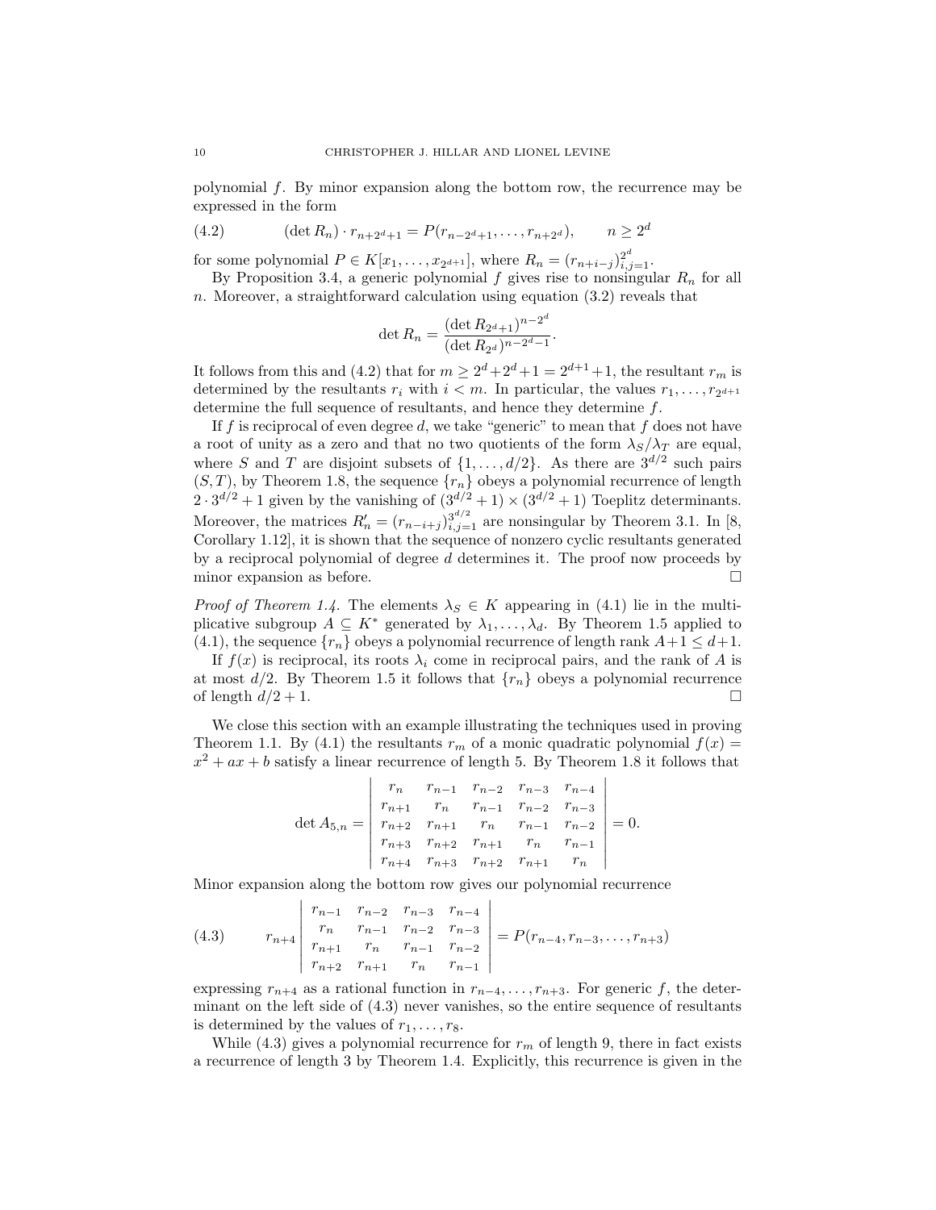polynomial $f$. By minor expansion along the bottom row, the recurrence may be expressed in the form

$$(\det R_n) \cdot r_{n+2^d+1} = P(r_{n-2^d+1}, \ldots, r_{n+2^d}), \qquad n \geq 2^d \tag{4.2}$$

for some polynomial $P \in K[x_1, \ldots, x_{2^{d+1}}]$, where $R_n = (r_{n+i-j})_{i,j=1}^{2^d}$.

By Proposition 3.4, a generic polynomial $f$ gives rise to nonsingular $R_n$ for all $n$. Moreover, a straightforward calculation using equation (3.2) reveals that

$$\det R_n = \frac{(\det R_{2^d+1})^{n-2^d}}{(\det R_{2^d})^{n-2^d-1}}.$$

It follows from this and (4.2) that for $m \geq 2^d + 2^d + 1 = 2^{d+1} + 1$, the resultant $r_m$ is determined by the resultants $r_i$ with $i < m$. In particular, the values $r_1, \ldots, r_{2^{d+1}}$ determine the full sequence of resultants, and hence they determine $f$.

If $f$ is reciprocal of even degree $d$, we take "generic" to mean that $f$ does not have a root of unity as a zero and that no two quotients of the form $\lambda_S/\lambda_T$ are equal, where $S$ and $T$ are disjoint subsets of $\{1, \ldots, d/2\}$. As there are $3^{d/2}$ such pairs $(S, T)$, by Theorem 1.8, the sequence $\{r_n\}$ obeys a polynomial recurrence of length $2 \cdot 3^{d/2} + 1$ given by the vanishing of $(3^{d/2} + 1) \times (3^{d/2} + 1)$ Toeplitz determinants. Moreover, the matrices $R'_n = (r_{n-i+j})_{i,j=1}^{3^{d/2}}$ are nonsingular by Theorem 3.1. In [8, Corollary 1.12], it is shown that the sequence of nonzero cyclic resultants generated by a reciprocal polynomial of degree $d$ determines it. The proof now proceeds by minor expansion as before. □

*Proof of Theorem 1.4.* The elements $\lambda_S \in K$ appearing in (4.1) lie in the multiplicative subgroup $A \subseteq K^*$ generated by $\lambda_1, \ldots, \lambda_d$. By Theorem 1.5 applied to (4.1), the sequence $\{r_n\}$ obeys a polynomial recurrence of length rank $A + 1 \leq d + 1$.

If $f(x)$ is reciprocal, its roots $\lambda_i$ come in reciprocal pairs, and the rank of $A$ is at most $d/2$. By Theorem 1.5 it follows that $\{r_n\}$ obeys a polynomial recurrence of length $d/2 + 1$. □

We close this section with an example illustrating the techniques used in proving Theorem 1.1. By (4.1) the resultants $r_m$ of a monic quadratic polynomial $f(x) = x^2 + ax + b$ satisfy a linear recurrence of length 5. By Theorem 1.8 it follows that

$$\det A_{5,n} = \begin{vmatrix} r_n & r_{n-1} & r_{n-2} & r_{n-3} & r_{n-4} \\ r_{n+1} & r_n & r_{n-1} & r_{n-2} & r_{n-3} \\ r_{n+2} & r_{n+1} & r_n & r_{n-1} & r_{n-2} \\ r_{n+3} & r_{n+2} & r_{n+1} & r_n & r_{n-1} \\ r_{n+4} & r_{n+3} & r_{n+2} & r_{n+1} & r_n \end{vmatrix} = 0.$$

Minor expansion along the bottom row gives our polynomial recurrence

$$r_{n+4} \begin{vmatrix} r_{n-1} & r_{n-2} & r_{n-3} & r_{n-4} \\ r_n & r_{n-1} & r_{n-2} & r_{n-3} \\ r_{n+1} & r_n & r_{n-1} & r_{n-2} \\ r_{n+2} & r_{n+1} & r_n & r_{n-1} \end{vmatrix} = P(r_{n-4}, r_{n-3}, \ldots, r_{n+3}) \tag{4.3}$$

expressing $r_{n+4}$ as a rational function in $r_{n-4}, \ldots, r_{n+3}$. For generic $f$, the determinant on the left side of (4.3) never vanishes, so the entire sequence of resultants is determined by the values of $r_1, \ldots, r_8$.

While (4.3) gives a polynomial recurrence for $r_m$ of length 9, there in fact exists a recurrence of length 3 by Theorem 1.4. Explicitly, this recurrence is given in the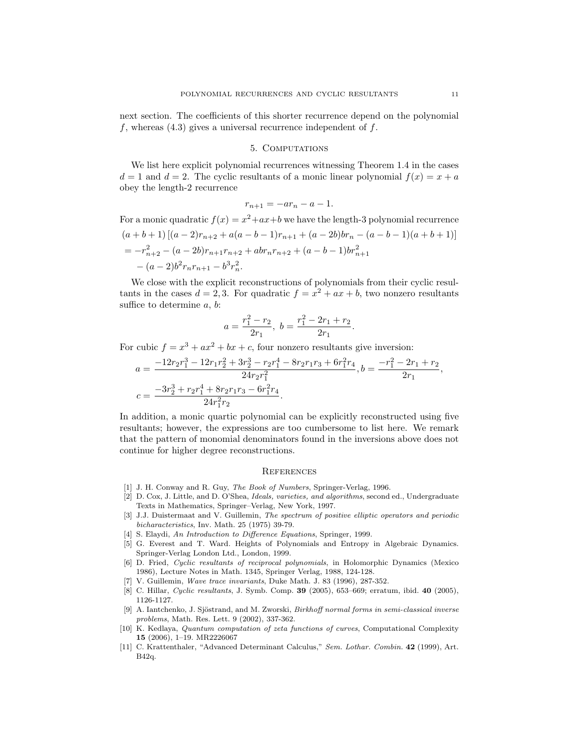next section. The coefficients of this shorter recurrence depend on the polynomial $f$, whereas (4.3) gives a universal recurrence independent of $f$.

## 5. Computations

We list here explicit polynomial recurrences witnessing Theorem 1.4 in the cases $d = 1$ and $d = 2$. The cyclic resultants of a monic linear polynomial $f(x) = x + a$ obey the length-2 recurrence

$$r_{n+1} = -ar_n - a - 1.$$

For a monic quadratic $f(x) = x^2 + ax + b$ we have the length-3 polynomial recurrence

$$\begin{aligned}
&(a+b+1)\left[(a-2)r_{n+2} + a(a-b-1)r_{n+1} + (a-2b)br_n - (a-b-1)(a+b+1)\right] \\
&= -r_{n+2}^2 - (a-2b)r_{n+1}r_{n+2} + abr_nr_{n+2} + (a-b-1)br_{n+1}^2 \\
&\quad - (a-2)b^2r_nr_{n+1} - b^3r_n^2.
\end{aligned}$$

We close with the explicit reconstructions of polynomials from their cyclic resultants in the cases $d = 2, 3$. For quadratic $f = x^2 + ax + b$, two nonzero resultants suffice to determine $a$, $b$:

$$a = \frac{r_1^2 - r_2}{2r_1}, \ b = \frac{r_1^2 - 2r_1 + r_2}{2r_1}.$$

For cubic $f = x^3 + ax^2 + bx + c$, four nonzero resultants give inversion:

$$\begin{aligned}
a &= \frac{-12r_2r_1^3 - 12r_1r_2^2 + 3r_2^3 - r_2r_1^4 - 8r_2r_1r_3 + 6r_1^2r_4}{24r_2r_1^2}, b = \frac{-r_1^2 - 2r_1 + r_2}{2r_1}, \\
c &= \frac{-3r_2^3 + r_2r_1^4 + 8r_2r_1r_3 - 6r_1^2r_4}{24r_1^2r_2}.
\end{aligned}$$

In addition, a monic quartic polynomial can be explicitly reconstructed using five resultants; however, the expressions are too cumbersome to list here. We remark that the pattern of monomial denominators found in the inversions above does not continue for higher degree reconstructions.

## References

[1] J. H. Conway and R. Guy, *The Book of Numbers*, Springer-Verlag, 1996.

[2] D. Cox, J. Little, and D. O'Shea, *Ideals, varieties, and algorithms*, second ed., Undergraduate Texts in Mathematics, Springer–Verlag, New York, 1997.

[3] J.J. Duistermaat and V. Guillemin, *The spectrum of positive elliptic operators and periodic bicharacteristics*, Inv. Math. 25 (1975) 39-79.

[4] S. Elaydi, *An Introduction to Difference Equations*, Springer, 1999.

[5] G. Everest and T. Ward. Heights of Polynomials and Entropy in Algebraic Dynamics. Springer-Verlag London Ltd., London, 1999.

[6] D. Fried, *Cyclic resultants of reciprocal polynomials*, in Holomorphic Dynamics (Mexico 1986), Lecture Notes in Math. 1345, Springer Verlag, 1988, 124-128.

[7] V. Guillemin, *Wave trace invariants*, Duke Math. J. 83 (1996), 287-352.

[8] C. Hillar, *Cyclic resultants*, J. Symb. Comp. **39** (2005), 653–669; erratum, ibid. **40** (2005), 1126-1127.

[9] A. Iantchenko, J. Sjöstrand, and M. Zworski, *Birkhoff normal forms in semi-classical inverse problems*, Math. Res. Lett. 9 (2002), 337-362.

[10] K. Kedlaya, *Quantum computation of zeta functions of curves*, Computational Complexity **15** (2006), 1–19. MR2226067

[11] C. Krattenthaler, "Advanced Determinant Calculus," *Sem. Lothar. Combin.* **42** (1999), Art. B42q.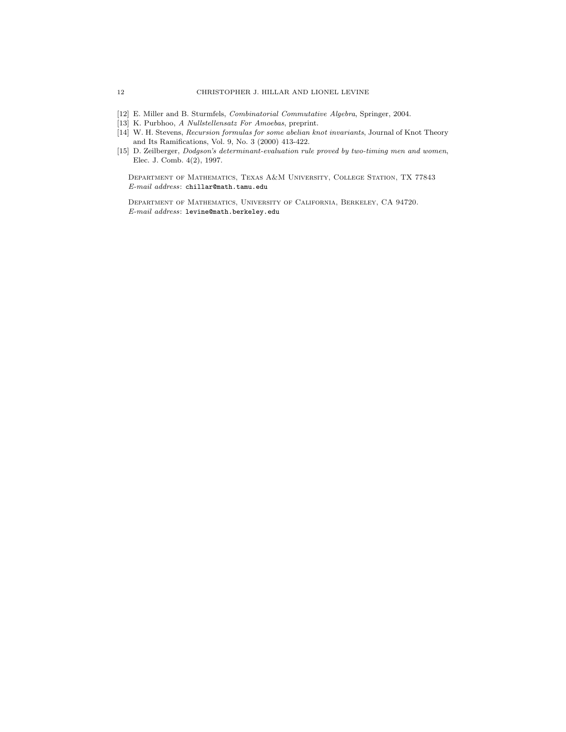[12] E. Miller and B. Sturmfels, *Combinatorial Commutative Algebra*, Springer, 2004.

[13] K. Purbhoo, *A Nullstellensatz For Amoebas*, preprint.

[14] W. H. Stevens, *Recursion formulas for some abelian knot invariants*, Journal of Knot Theory and Its Ramifications, Vol. 9, No. 3 (2000) 413-422.

[15] D. Zeilberger, *Dodgson's determinant-evaluation rule proved by two-timing men and women*, Elec. J. Comb. 4(2), 1997.

Department of Mathematics, Texas A&M University, College Station, TX 77843
*E-mail address*: `chillar@math.tamu.edu`

Department of Mathematics, University of California, Berkeley, CA 94720.
*E-mail address*: `levine@math.berkeley.edu`